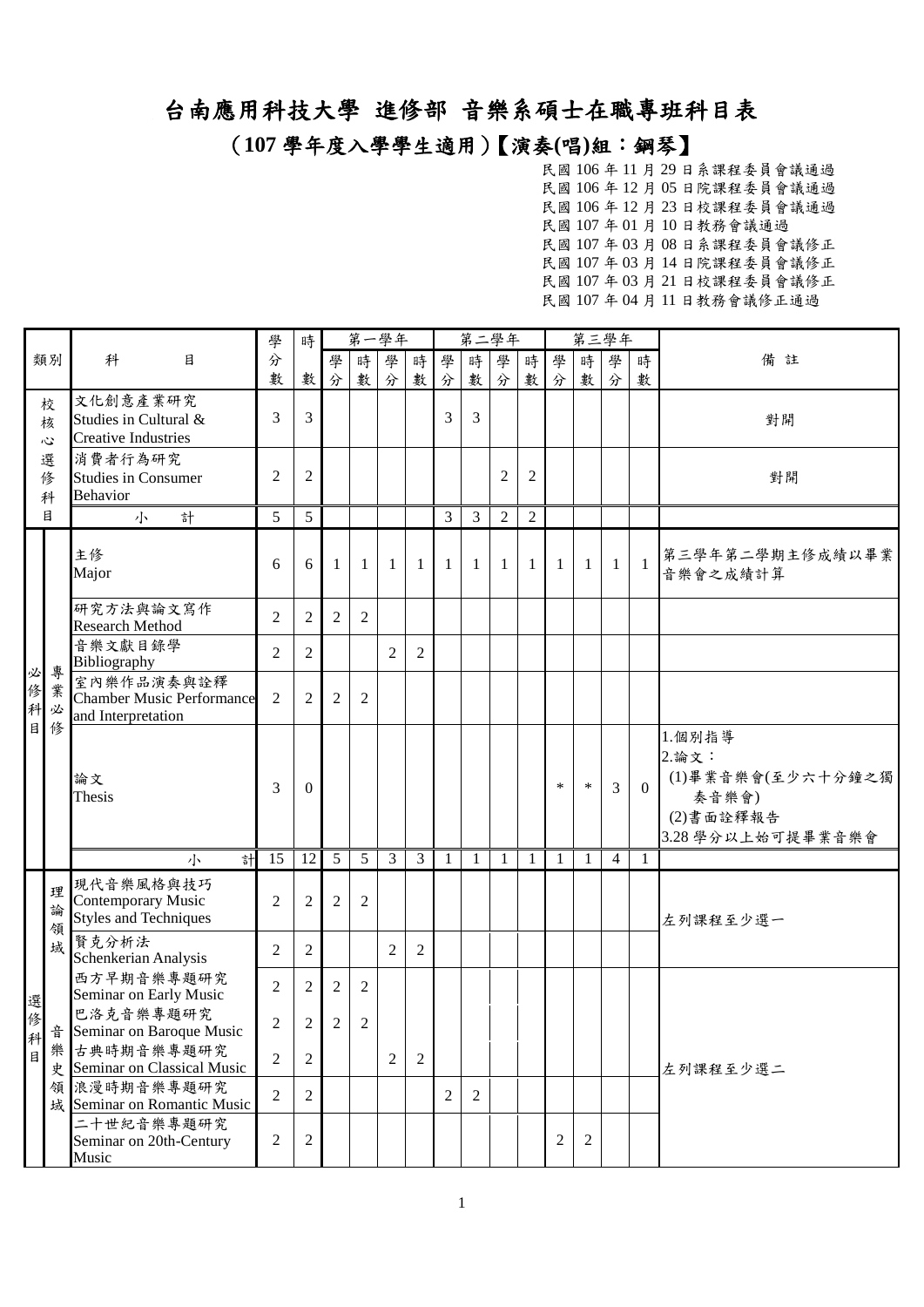# 台南應用科技大學 進修部 音樂系碩士在職專班科目表

## (107 學年度入學學生適用)【演奏(唱)組：鋼琴】

民國 106 年 11 月 29 日系課程委員會議通過
民國 106 年 12 月 05 日院課程委員會議通過
民國 106 年 12 月 23 日校課程委員會議通過
民國 107 年 01 月 10 日教務會議通過
民國 107 年 03 月 08 日系課程委員會議修正
民國 107 年 03 月 14 日院課程委員會議修正
民國 107 年 03 月 21 日校課程委員會議修正
民國 107 年 04 月 11 日教務會議修正通過

| 類別 | | 科目 | 學分數 | 時數 | 第一學年 | | | | 第二學年 | | | | 第三學年 | | | | 備註 |
|---|---|---|---|---|---|---|---|---|---|---|---|---|---|---|---|---|---|
| | | | | | 學分 | 時數 | 學分 | 時數 | 學分 | 時數 | 學分 | 時數 | 學分 | 時數 | 學分 | 時數 | |
| 校核心選修科目 | | 文化創意產業研究 Studies in Cultural & Creative Industries | 3 | 3 | | | | | 3 | 3 | | | | | | | 對開 |
| | | 消費者行為研究 Studies in Consumer Behavior | 2 | 2 | | | | | | | 2 | 2 | | | | | 對開 |
| | | 小計 | 5 | 5 | | | | | 3 | 3 | 2 | 2 | | | | | |
| 必修科目 | 專業必修 | 主修 Major | 6 | 6 | 1 | 1 | 1 | 1 | 1 | 1 | 1 | 1 | 1 | 1 | 1 | 1 | 第三學年第二學期主修成績以畢業音樂會之成績計算 |
| | | 研究方法與論文寫作 Research Method | 2 | 2 | 2 | 2 | | | | | | | | | | | |
| | | 音樂文獻目錄學 Bibliography | 2 | 2 | | | 2 | 2 | | | | | | | | | |
| | | 室內樂作品演奏與詮釋 Chamber Music Performance and Interpretation | 2 | 2 | 2 | 2 | | | | | | | | | | | |
| | | 論文 Thesis | 3 | 0 | | | | | | | | | * | * | 3 | 0 | 1.個別指導<br>2.論文：<br>(1)畢業音樂會(至少六十分鐘之獨奏音樂會)<br>(2)書面詮釋報告<br>3.28 學分以上始可提畢業音樂會 |
| | | 小計 | 15 | 12 | 5 | 5 | 3 | 3 | 1 | 1 | 1 | 1 | 1 | 1 | 4 | 1 | |
| 選修科目 | 理論領域 | 現代音樂風格與技巧 Contemporary Music Styles and Techniques | 2 | 2 | 2 | 2 | | | | | | | | | | | 左列課程至少選一 |
| | | 賢克分析法 Schenkerian Analysis | 2 | 2 | | | 2 | 2 | | | | | | | | | |
| | 音樂史領域 | 西方早期音樂專題研究 Seminar on Early Music | 2 | 2 | 2 | 2 | | | | | | | | | | | 左列課程至少選二 |
| | | 巴洛克音樂專題研究 Seminar on Baroque Music | 2 | 2 | 2 | 2 | | | | | | | | | | | |
| | | 古典時期音樂專題研究 Seminar on Classical Music | 2 | 2 | | | 2 | 2 | | | | | | | | | |
| | | 浪漫時期音樂專題研究 Seminar on Romantic Music | 2 | 2 | | | | | 2 | 2 | | | | | | | |
| | | 二十世紀音樂專題研究 Seminar on 20th-Century Music | 2 | 2 | | | | | | | | | 2 | 2 | | | |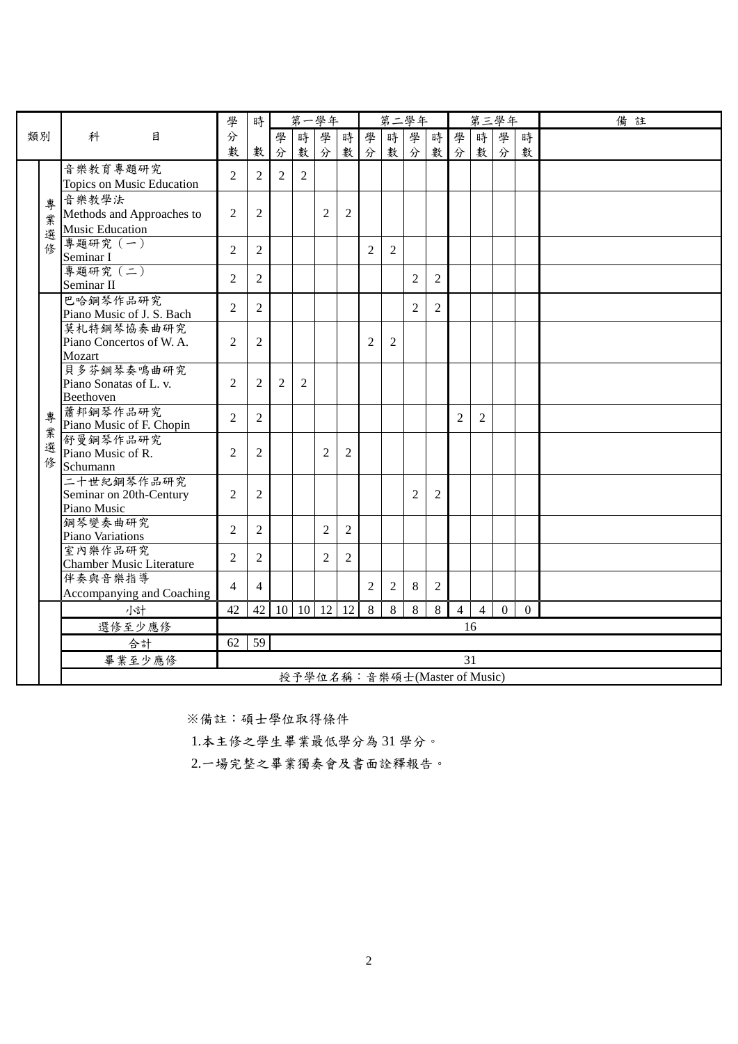| 類別 | | 科目 | 學分數 | 時數 | 第一學年 | | | | 第二學年 | | | | 第三學年 | | | | 備註 |
|---|---|---|---|---|---|---|---|---|---|---|---|---|---|---|---|---|---|
| | | | | | 學分 | 時數 | 學分 | 時數 | 學分 | 時數 | 學分 | 時數 | 學分 | 時數 | 學分 | 時數 | |
| | 專業選修 | 音樂教育專題研究<br>Topics on Music Education | 2 | 2 | 2 | 2 | | | | | | | | | | | |
| | | 音樂教學法<br>Methods and Approaches to Music Education | 2 | 2 | | | 2 | 2 | | | | | | | | | |
| | | 專題研究（一）<br>Seminar I | 2 | 2 | | | | | 2 | 2 | | | | | | | |
| | | 專題研究（二）<br>Seminar II | 2 | 2 | | | | | | | 2 | 2 | | | | | |
| | 專業選修 | 巴哈鋼琴作品研究<br>Piano Music of J. S. Bach | 2 | 2 | | | | | | | 2 | 2 | | | | | |
| | | 莫札特鋼琴協奏曲研究<br>Piano Concertos of W. A. Mozart | 2 | 2 | | | | | 2 | 2 | | | | | | | |
| | | 貝多芬鋼琴奏鳴曲研究<br>Piano Sonatas of L. v. Beethoven | 2 | 2 | 2 | 2 | | | | | | | | | | | |
| | | 蕭邦鋼琴作品研究<br>Piano Music of F. Chopin | 2 | 2 | | | | | | | | | 2 | 2 | | | |
| | | 舒曼鋼琴作品研究<br>Piano Music of R. Schumann | 2 | 2 | | | 2 | 2 | | | | | | | | | |
| | | 二十世紀鋼琴作品研究<br>Seminar on 20th-Century Piano Music | 2 | 2 | | | | | | | 2 | 2 | | | | | |
| | | 鋼琴變奏曲研究<br>Piano Variations | 2 | 2 | | | 2 | 2 | | | | | | | | | |
| | | 室內樂作品研究<br>Chamber Music Literature | 2 | 2 | | | 2 | 2 | | | | | | | | | |
| | | 伴奏與音樂指導<br>Accompanying and Coaching | 4 | 4 | | | | | 2 | 2 | 8 | 2 | | | | | |
| | | 小計 | 42 | 42 | 10 | 10 | 12 | 12 | 8 | 8 | 8 | 8 | 4 | 4 | 0 | 0 | |
| | | 選修至少應修 | 16 | | | | | | | | | | | | | | |
| | | 合計 | 62 | 59 | | | | | | | | | | | | | |
| | | 畢業至少應修 | 31 | | | | | | | | | | | | | | |
| | | 授予學位名稱：音樂碩士(Master of Music) | | | | | | | | | | | | | | | |

※備註：碩士學位取得條件

1.本主修之學生畢業最低學分為 31 學分。

2.一場完整之畢業獨奏會及書面詮釋報告。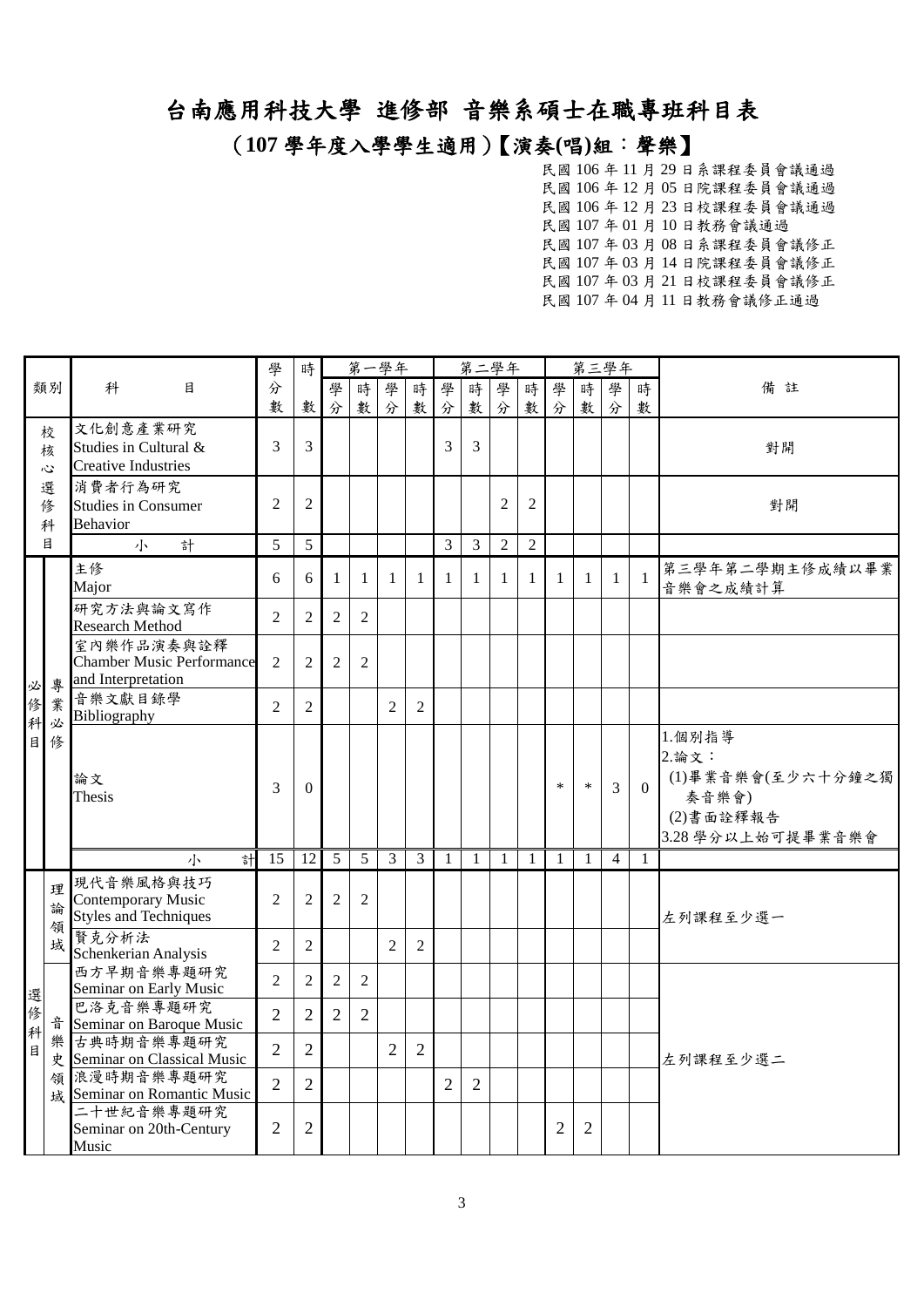# 台南應用科技大學 進修部 音樂系碩士在職專班科目表

## (107 學年度入學學生適用)【演奏(唱)組：聲樂】

民國 106 年 11 月 29 日系課程委員會議通過
民國 106 年 12 月 05 日院課程委員會議通過
民國 106 年 12 月 23 日校課程委員會議通過
民國 107 年 01 月 10 日教務會議通過
民國 107 年 03 月 08 日系課程委員會議修正
民國 107 年 03 月 14 日院課程委員會議修正
民國 107 年 03 月 21 日校課程委員會議修正
民國 107 年 04 月 11 日教務會議修正通過

| 類別 | | 科目 | 學分數 | 時數 | 第一學年 | | | | 第二學年 | | | | 第三學年 | | | | 備註 |
|---|---|---|---|---|---|---|---|---|---|---|---|---|---|---|---|---|---|
| | | | | | 學分 | 時數 | 學分 | 時數 | 學分 | 時數 | 學分 | 時數 | 學分 | 時數 | 學分 | 時數 | |
| 校核心選修科目 | | 文化創意產業研究<br>Studies in Cultural & Creative Industries | 3 | 3 | | | | | 3 | 3 | | | | | | | 對開 |
| 校核心選修科目 | | 消費者行為研究<br>Studies in Consumer Behavior | 2 | 2 | | | | | | | 2 | 2 | | | | | 對開 |
| 校核心選修科目 | | 小計 | 5 | 5 | | | | | 3 | 3 | 2 | 2 | | | | | |
| 必修科目 | 專業必修 | 主修<br>Major | 6 | 6 | 1 | 1 | 1 | 1 | 1 | 1 | 1 | 1 | 1 | 1 | 1 | 1 | 第三學年第二學期主修成績以畢業音樂會之成績計算 |
| 必修科目 | 專業必修 | 研究方法與論文寫作<br>Research Method | 2 | 2 | 2 | 2 | | | | | | | | | | | |
| 必修科目 | 專業必修 | 室內樂作品演奏與詮釋<br>Chamber Music Performance and Interpretation | 2 | 2 | 2 | 2 | | | | | | | | | | | |
| 必修科目 | 專業必修 | 音樂文獻目錄學<br>Bibliography | 2 | 2 | | | 2 | 2 | | | | | | | | | |
| 必修科目 | 專業必修 | 論文<br>Thesis | 3 | 0 | | | | | | | | | * | * | 3 | 0 | 1.個別指導<br>2.論文：<br>(1)畢業音樂會(至少六十分鐘之獨奏音樂會)<br>(2)書面詮釋報告<br>3.28 學分以上始可提畢業音樂會 |
| 必修科目 | 專業必修 | 小計 | 15 | 12 | 5 | 5 | 3 | 3 | 1 | 1 | 1 | 1 | 1 | 1 | 4 | 1 | |
| 選修科目 | 理論領域 | 現代音樂風格與技巧<br>Contemporary Music Styles and Techniques | 2 | 2 | 2 | 2 | | | | | | | | | | | 左列課程至少選一 |
| 選修科目 | 理論領域 | 賢克分析法<br>Schenkerian Analysis | 2 | 2 | | | 2 | 2 | | | | | | | | | |
| 選修科目 | 音樂史領域 | 西方早期音樂專題研究<br>Seminar on Early Music | 2 | 2 | 2 | 2 | | | | | | | | | | | 左列課程至少選二 |
| 選修科目 | 音樂史領域 | 巴洛克音樂專題研究<br>Seminar on Baroque Music | 2 | 2 | 2 | 2 | | | | | | | | | | | |
| 選修科目 | 音樂史領域 | 古典時期音樂專題研究<br>Seminar on Classical Music | 2 | 2 | | | 2 | 2 | | | | | | | | | |
| 選修科目 | 音樂史領域 | 浪漫時期音樂專題研究<br>Seminar on Romantic Music | 2 | 2 | | | | | 2 | 2 | | | | | | | |
| 選修科目 | 音樂史領域 | 二十世紀音樂專題研究<br>Seminar on 20th-Century Music | 2 | 2 | | | | | | | | | 2 | 2 | | | |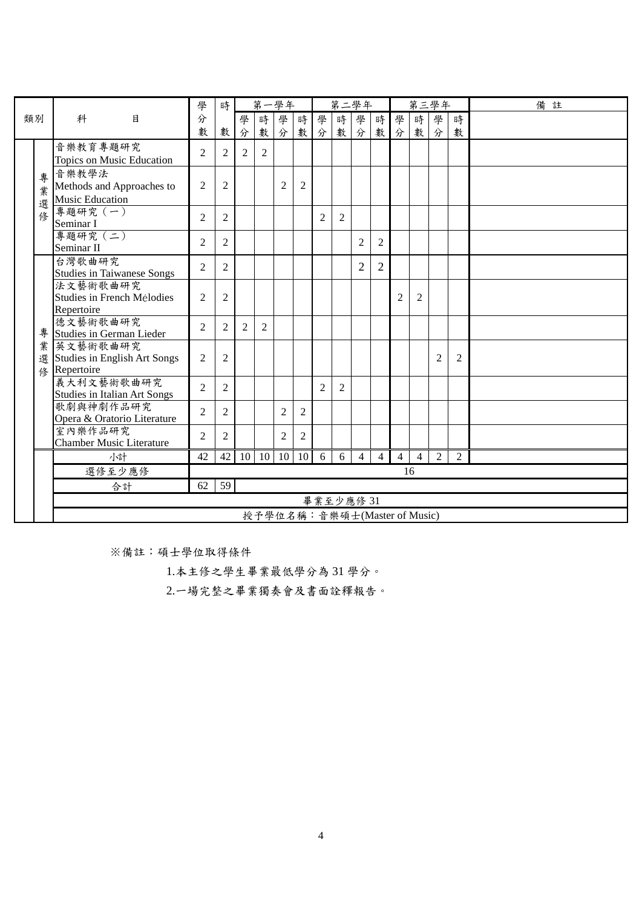| 類別 | | 科目 | 學分數 | 時數 | 第一學年 | | | | 第二學年 | | | | 第三學年 | | | | 備註 |
|---|---|---|---|---|---|---|---|---|---|---|---|---|---|---|---|---|---|
| | | | | | 學分 | 時數 | 學分 | 時數 | 學分 | 時數 | 學分 | 時數 | 學分 | 時數 | 學分 | 時數 | |
| | 專業選修 | 音樂教育專題研究<br>Topics on Music Education | 2 | 2 | 2 | 2 | | | | | | | | | | | |
| | | 音樂教學法<br>Methods and Approaches to Music Education | 2 | 2 | | | 2 | 2 | | | | | | | | | |
| | | 專題研究（一）<br>Seminar I | 2 | 2 | | | | | 2 | 2 | | | | | | | |
| | | 專題研究（二）<br>Seminar II | 2 | 2 | | | | | | | 2 | 2 | | | | | |
| | 專業選修 | 台灣歌曲研究<br>Studies in Taiwanese Songs | 2 | 2 | | | | | | | 2 | 2 | | | | | |
| | | 法文藝術歌曲研究<br>Studies in French Mélodies Repertoire | 2 | 2 | | | | | | | | | 2 | 2 | | | |
| | | 德文藝術歌曲研究<br>Studies in German Lieder | 2 | 2 | 2 | 2 | | | | | | | | | | | |
| | | 英文藝術歌曲研究<br>Studies in English Art Songs Repertoire | 2 | 2 | | | | | | | | | | | 2 | 2 | |
| | | 義大利文藝術歌曲研究<br>Studies in Italian Art Songs | 2 | 2 | | | | | 2 | 2 | | | | | | | |
| | | 歌劇與神劇作品研究<br>Opera & Oratorio Literature | 2 | 2 | | | 2 | 2 | | | | | | | | | |
| | | 室內樂作品研究<br>Chamber Music Literature | 2 | 2 | | | 2 | 2 | | | | | | | | | |
| | | 小計 | 42 | 42 | 10 | 10 | 10 | 10 | 6 | 6 | 4 | 4 | 4 | 4 | 2 | 2 | |
| | | 選修至少應修 | 16 | | | | | | | | | | | | | | |
| | | 合計 | 62 | 59 | | | | | | | | | | | | | |
| | | 畢業至少應修 31 | | | | | | | | | | | | | | | |
| | | 授予學位名稱：音樂碩士(Master of Music) | | | | | | | | | | | | | | | |

※備註：碩士學位取得條件

1.本主修之學生畢業最低學分為 31 學分。

2.一場完整之畢業獨奏會及書面詮釋報告。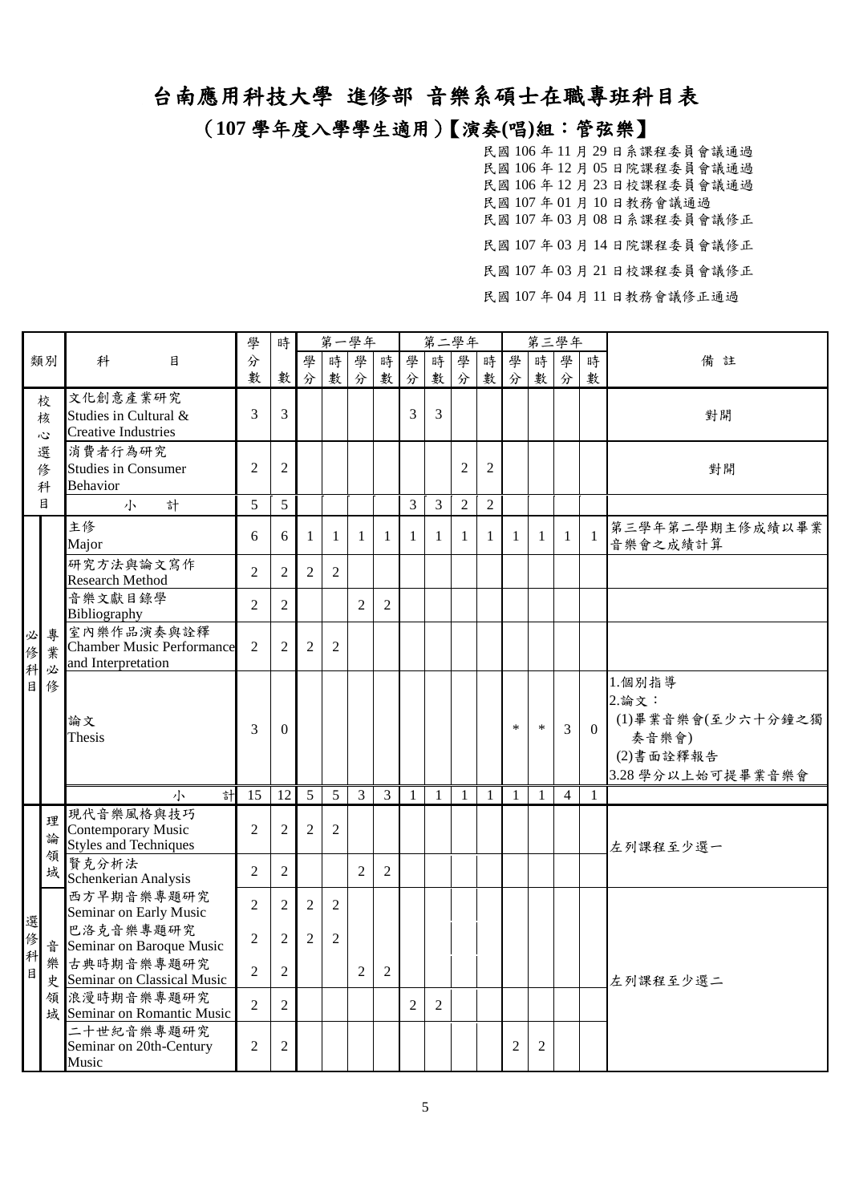# 台南應用科技大學 進修部 音樂系碩士在職專班科目表

## (107 學年度入學學生適用)【演奏(唱)組：管弦樂】

民國 106 年 11 月 29 日系課程委員會議通過
民國 106 年 12 月 05 日院課程委員會議通過
民國 106 年 12 月 23 日校課程委員會議通過
民國 107 年 01 月 10 日教務會議通過
民國 107 年 03 月 08 日系課程委員會議修正
民國 107 年 03 月 14 日院課程委員會議修正
民國 107 年 03 月 21 日校課程委員會議修正
民國 107 年 04 月 11 日教務會議修正通過

| 類別 | | 科目 | 學分數 | 時數 | 第一學年 | | | | 第二學年 | | | | 第三學年 | | | | 備註 |
|---|---|---|---|---|---|---|---|---|---|---|---|---|---|---|---|---|---|
| | | | | | 學分 | 時數 | 學分 | 時數 | 學分 | 時數 | 學分 | 時數 | 學分 | 時數 | 學分 | 時數 | |
| 校核心選修科目 | | 文化創意產業研究 Studies in Cultural & Creative Industries | 3 | 3 | | | | | 3 | 3 | | | | | | | 對開 |
| 校核心選修科目 | | 消費者行為研究 Studies in Consumer Behavior | 2 | 2 | | | | | | | 2 | 2 | | | | | 對開 |
| 校核心選修科目 | | 小計 | 5 | 5 | | | | | 3 | 3 | 2 | 2 | | | | | |
| 必修科目 | 專業必修 | 主修 Major | 6 | 6 | 1 | 1 | 1 | 1 | 1 | 1 | 1 | 1 | 1 | 1 | 1 | 1 | 第三學年第二學期主修成績以畢業音樂會之成績計算 |
| 必修科目 | 專業必修 | 研究方法與論文寫作 Research Method | 2 | 2 | 2 | 2 | | | | | | | | | | | |
| 必修科目 | 專業必修 | 音樂文獻目錄學 Bibliography | 2 | 2 | | | 2 | 2 | | | | | | | | | |
| 必修科目 | 專業必修 | 室內樂作品演奏與詮釋 Chamber Music Performance and Interpretation | 2 | 2 | 2 | 2 | | | | | | | | | | | |
| 必修科目 | 專業必修 | 論文 Thesis | 3 | 0 | | | | | | | | | * | * | 3 | 0 | 1.個別指導<br>2.論文：<br>(1)畢業音樂會(至少六十分鐘之獨奏音樂會)<br>(2)書面詮釋報告<br>3.28 學分以上始可提畢業音樂會 |
| 必修科目 | 專業必修 | 小計 | 15 | 12 | 5 | 5 | 3 | 3 | 1 | 1 | 1 | 1 | 1 | 1 | 4 | 1 | |
| 選修科目 | 理論領域 | 現代音樂風格與技巧 Contemporary Music Styles and Techniques | 2 | 2 | 2 | 2 | | | | | | | | | | | 左列課程至少選一 |
| 選修科目 | 理論領域 | 賢克分析法 Schenkerian Analysis | 2 | 2 | | | 2 | 2 | | | | | | | | | |
| 選修科目 | 音樂史領域 | 西方早期音樂專題研究 Seminar on Early Music | 2 | 2 | 2 | 2 | | | | | | | | | | | 左列課程至少選二 |
| 選修科目 | 音樂史領域 | 巴洛克音樂專題研究 Seminar on Baroque Music | 2 | 2 | 2 | 2 | | | | | | | | | | | |
| 選修科目 | 音樂史領域 | 古典時期音樂專題研究 Seminar on Classical Music | 2 | 2 | | | 2 | 2 | | | | | | | | | |
| 選修科目 | 音樂史領域 | 浪漫時期音樂專題研究 Seminar on Romantic Music | 2 | 2 | | | | | 2 | 2 | | | | | | | |
| 選修科目 | 音樂史領域 | 二十世紀音樂專題研究 Seminar on 20th-Century Music | 2 | 2 | | | | | | | | | 2 | 2 | | | |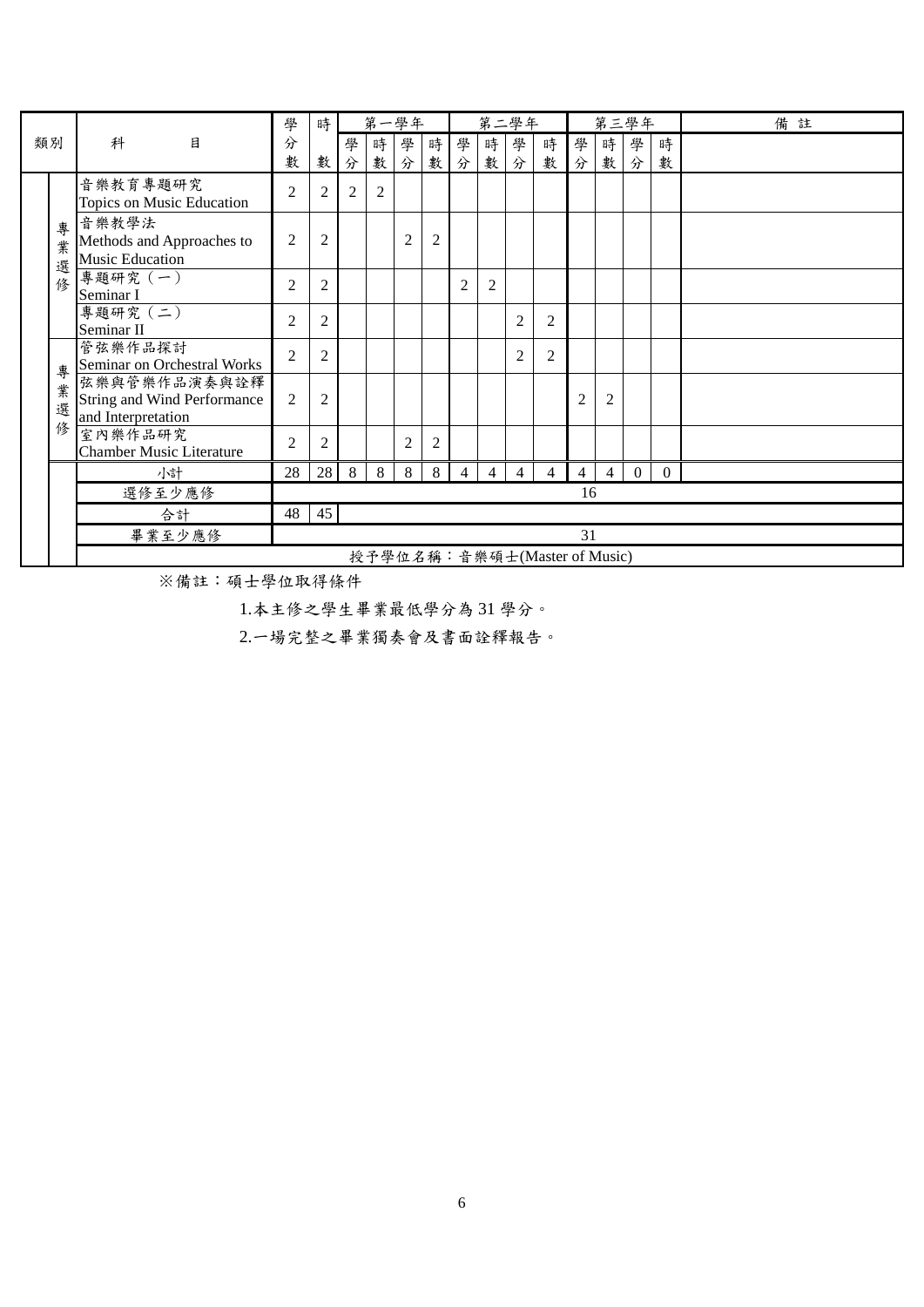| 類別 | | 科目 | 學分數 | 時數 | 第一學年 | | | | 第二學年 | | | | 第三學年 | | | | 備註 |
|---|---|---|---|---|---|---|---|---|---|---|---|---|---|---|---|---|---|
| | | | | | 學分 | 時數 | 學分 | 時數 | 學分 | 時數 | 學分 | 時數 | 學分 | 時數 | 學分 | 時數 | |
| | 專業選修 | 音樂教育專題研究<br>Topics on Music Education | 2 | 2 | 2 | 2 | | | | | | | | | | | |
| | | 音樂教學法<br>Methods and Approaches to Music Education | 2 | 2 | | | 2 | 2 | | | | | | | | | |
| | | 專題研究（一）<br>Seminar I | 2 | 2 | | | | | 2 | 2 | | | | | | | |
| | | 專題研究（二）<br>Seminar II | 2 | 2 | | | | | | | 2 | 2 | | | | | |
| | 專業選修 | 管弦樂作品探討<br>Seminar on Orchestral Works | 2 | 2 | | | | | | | 2 | 2 | | | | | |
| | | 弦樂與管樂作品演奏與詮釋<br>String and Wind Performance and Interpretation | 2 | 2 | | | | | | | | | 2 | 2 | | | |
| | | 室內樂作品研究<br>Chamber Music Literature | 2 | 2 | | | 2 | 2 | | | | | | | | | |
| | | 小計 | 28 | 28 | 8 | 8 | 8 | 8 | 4 | 4 | 4 | 4 | 4 | 4 | 0 | 0 | |
| | | 選修至少應修 | 16 | | | | | | | | | | | | | | |
| | | 合計 | 48 | 45 | | | | | | | | | | | | | |
| | | 畢業至少應修 | 31 | | | | | | | | | | | | | | |
| | | 授予學位名稱：音樂碩士(Master of Music) | | | | | | | | | | | | | | | |

※備註：碩士學位取得條件

1.本主修之學生畢業最低學分為 31 學分。

2.一場完整之畢業獨奏會及書面詮釋報告。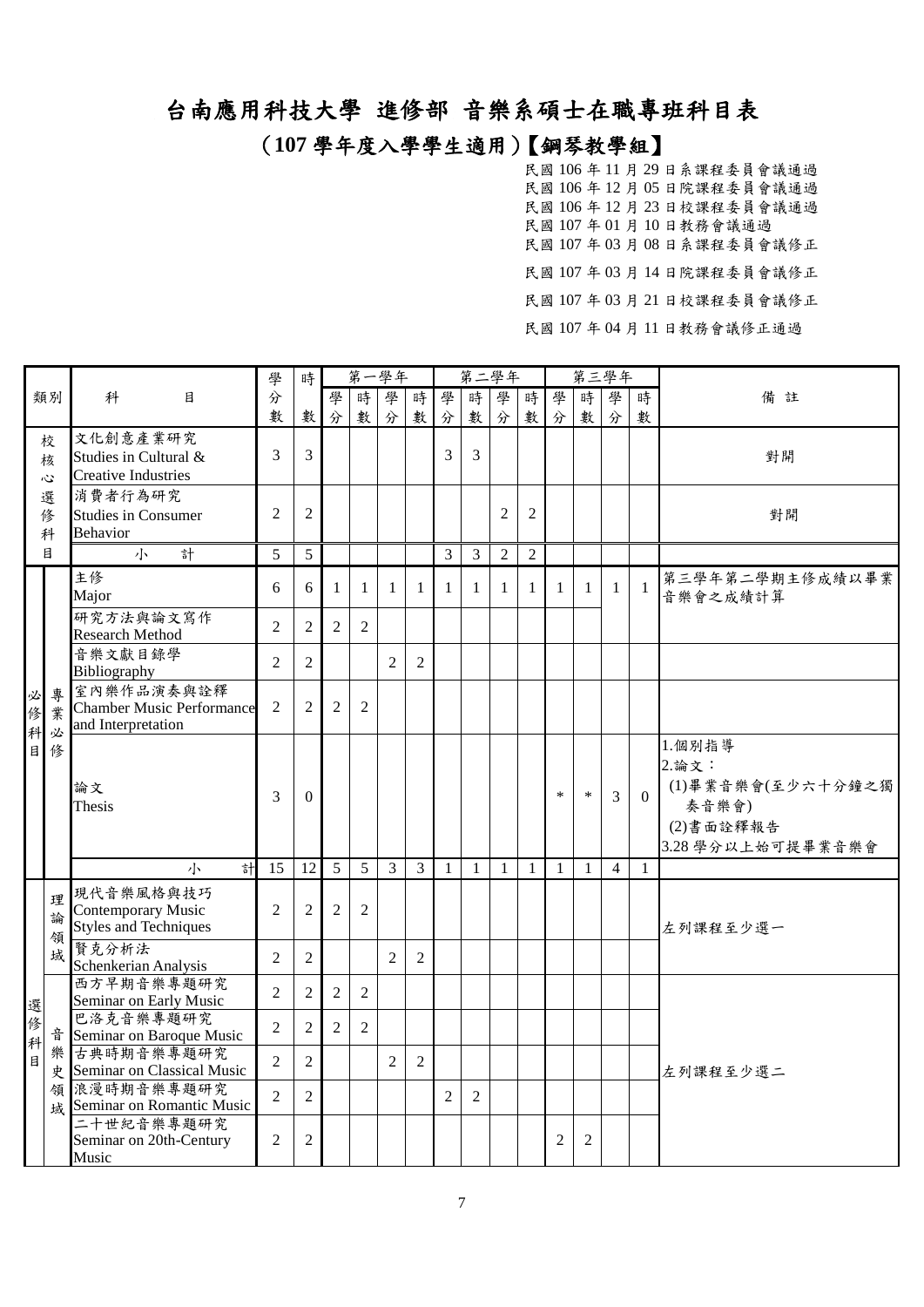# 台南應用科技大學 進修部 音樂系碩士在職專班科目表

## (107 學年度入學學生適用)【鋼琴教學組】

民國 106 年 11 月 29 日系課程委員會議通過
民國 106 年 12 月 05 日院課程委員會議通過
民國 106 年 12 月 23 日校課程委員會議通過
民國 107 年 01 月 10 日教務會議通過
民國 107 年 03 月 08 日系課程委員會議修正
民國 107 年 03 月 14 日院課程委員會議修正
民國 107 年 03 月 21 日校課程委員會議修正
民國 107 年 04 月 11 日教務會議修正通過

| 類別 | | 科目 | 學分數 | 時數 | 第一學年 | | | | 第二學年 | | | | 第三學年 | | | | 備註 |
|---|---|---|---|---|---|---|---|---|---|---|---|---|---|---|---|---|---|
| | | | | | 學分 | 時數 | 學分 | 時數 | 學分 | 時數 | 學分 | 時數 | 學分 | 時數 | 學分 | 時數 | |
| 校核心選修科目 | | 文化創意產業研究 Studies in Cultural & Creative Industries | 3 | 3 | | | | | 3 | 3 | | | | | | | 對開 |
| | | 消費者行為研究 Studies in Consumer Behavior | 2 | 2 | | | | | | | 2 | 2 | | | | | 對開 |
| | | 小計 | 5 | 5 | | | | | 3 | 3 | 2 | 2 | | | | | |
| 必修科目 | 專業必修 | 主修 Major | 6 | 6 | 1 | 1 | 1 | 1 | 1 | 1 | 1 | 1 | 1 | 1 | 1 | 1 | 第三學年第二學期主修成績以畢業音樂會之成績計算 |
| | | 研究方法與論文寫作 Research Method | 2 | 2 | 2 | 2 | | | | | | | | | | | |
| | | 音樂文獻目錄學 Bibliography | 2 | 2 | | | 2 | 2 | | | | | | | | | |
| | | 室內樂作品演奏與詮釋 Chamber Music Performance and Interpretation | 2 | 2 | 2 | 2 | | | | | | | | | | | |
| | | 論文 Thesis | 3 | 0 | | | | | | | | | * | * | 3 | 0 | 1.個別指導<br>2.論文：<br>(1)畢業音樂會(至少六十分鐘之獨奏音樂會)<br>(2)書面詮釋報告<br>3.28 學分以上始可提畢業音樂會 |
| | | 小計 | 15 | 12 | 5 | 5 | 3 | 3 | 1 | 1 | 1 | 1 | 1 | 1 | 4 | 1 | |
| 選修科目 | 理論領域 | 現代音樂風格與技巧 Contemporary Music Styles and Techniques | 2 | 2 | 2 | 2 | | | | | | | | | | | 左列課程至少選一 |
| | | 賢克分析法 Schenkerian Analysis | 2 | 2 | | | 2 | 2 | | | | | | | | | |
| | 音樂史領域 | 西方早期音樂專題研究 Seminar on Early Music | 2 | 2 | 2 | 2 | | | | | | | | | | | 左列課程至少選二 |
| | | 巴洛克音樂專題研究 Seminar on Baroque Music | 2 | 2 | 2 | 2 | | | | | | | | | | | |
| | | 古典時期音樂專題研究 Seminar on Classical Music | 2 | 2 | | | 2 | 2 | | | | | | | | | |
| | | 浪漫時期音樂專題研究 Seminar on Romantic Music | 2 | 2 | | | | | 2 | 2 | | | | | | | |
| | | 二十世紀音樂專題研究 Seminar on 20th-Century Music | 2 | 2 | | | | | | | | | 2 | 2 | | | |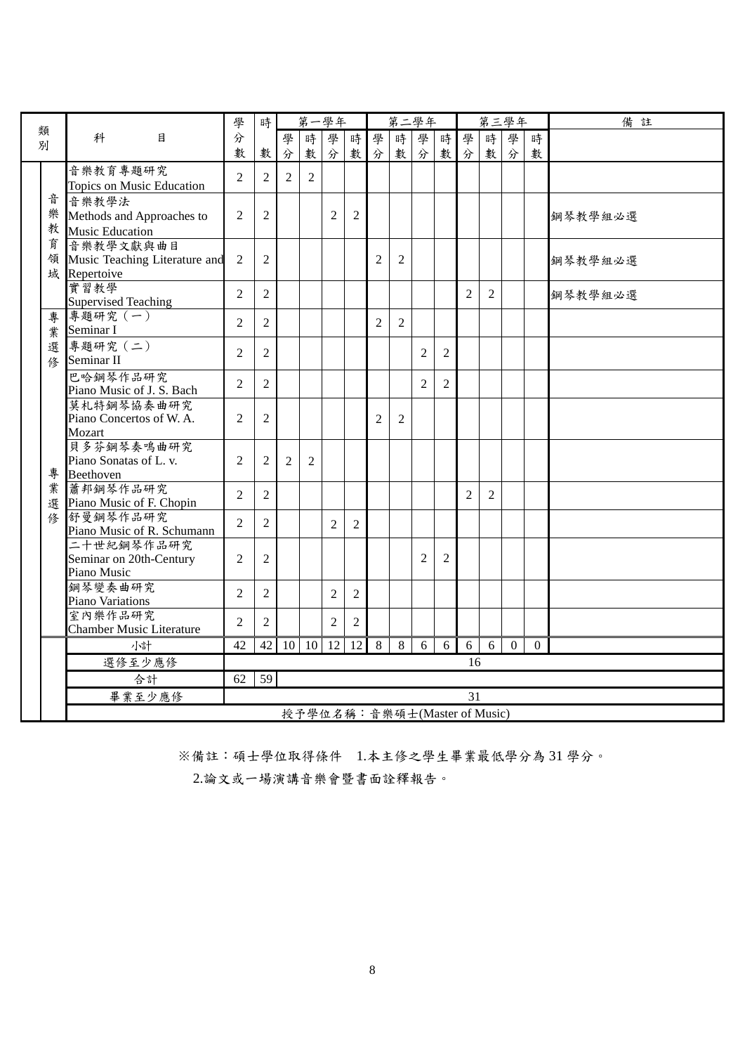| 類別 | | 科目 | 學分數 | 時數 | 第一學年 | | | | 第二學年 | | | | 第三學年 | | | | 備註 |
|---|---|---|---|---|---|---|---|---|---|---|---|---|---|---|---|---|---|
| | | | | | 學分 | 時數 | 學分 | 時數 | 學分 | 時數 | 學分 | 時數 | 學分 | 時數 | 學分 | 時數 | |
| | 音樂教育領域 | 音樂教育專題研究 Topics on Music Education | 2 | 2 | 2 | 2 | | | | | | | | | | | |
| | | 音樂教學法 Methods and Approaches to Music Education | 2 | 2 | | | 2 | 2 | | | | | | | | | 鋼琴教學組必選 |
| | | 音樂教學文獻與曲目 Music Teaching Literature and Repertoive | 2 | 2 | | | | | 2 | 2 | | | | | | | 鋼琴教學組必選 |
| | | 實習教學 Supervised Teaching | 2 | 2 | | | | | | | | | 2 | 2 | | | 鋼琴教學組必選 |
| | 專業選修 | 專題研究（一） Seminar I | 2 | 2 | | | | | 2 | 2 | | | | | | | |
| | | 專題研究（二） Seminar II | 2 | 2 | | | | | | | 2 | 2 | | | | | |
| | 專業選修 | 巴哈鋼琴作品研究 Piano Music of J. S. Bach | 2 | 2 | | | | | | | 2 | 2 | | | | | |
| | | 莫札特鋼琴協奏曲研究 Piano Concertos of W. A. Mozart | 2 | 2 | | | | | 2 | 2 | | | | | | | |
| | | 貝多芬鋼琴奏鳴曲研究 Piano Sonatas of L. v. Beethoven | 2 | 2 | 2 | 2 | | | | | | | | | | | |
| | | 蕭邦鋼琴作品研究 Piano Music of F. Chopin | 2 | 2 | | | | | | | | | 2 | 2 | | | |
| | | 舒曼鋼琴作品研究 Piano Music of R. Schumann | 2 | 2 | | | 2 | 2 | | | | | | | | | |
| | | 二十世紀鋼琴作品研究 Seminar on 20th-Century Piano Music | 2 | 2 | | | | | | | 2 | 2 | | | | | |
| | | 鋼琴變奏曲研究 Piano Variations | 2 | 2 | | | 2 | 2 | | | | | | | | | |
| | | 室內樂作品研究 Chamber Music Literature | 2 | 2 | | | 2 | 2 | | | | | | | | | |
| | | 小計 | 42 | 42 | 10 | 10 | 12 | 12 | 8 | 8 | 6 | 6 | 6 | 6 | 0 | 0 | |
| | | 選修至少應修 | 16 | | | | | | | | | | | | | | |
| | | 合計 | 62 | 59 | | | | | | | | | | | | | |
| | | 畢業至少應修 | 31 | | | | | | | | | | | | | | |
| | | 授予學位名稱：音樂碩士(Master of Music) | | | | | | | | | | | | | | | |

※備註：碩士學位取得條件　1.本主修之學生畢業最低學分為 31 學分。

2.論文或一場演講音樂會暨書面詮釋報告。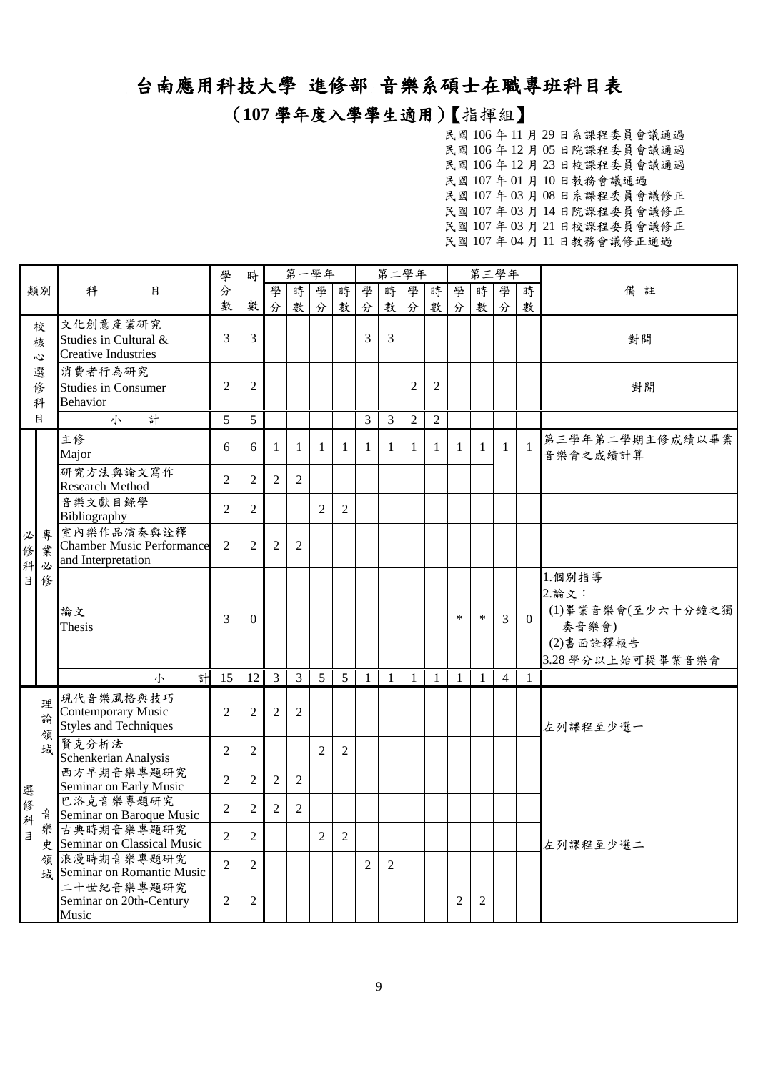# 台南應用科技大學 進修部 音樂系碩士在職專班科目表

## (107 學年度入學學生適用)【指揮組】

民國 106 年 11 月 29 日系課程委員會議通過
民國 106 年 12 月 05 日院課程委員會議通過
民國 106 年 12 月 23 日校課程委員會議通過
民國 107 年 01 月 10 日教務會議通過
民國 107 年 03 月 08 日系課程委員會議修正
民國 107 年 03 月 14 日院課程委員會議修正
民國 107 年 03 月 21 日校課程委員會議修正
民國 107 年 04 月 11 日教務會議修正通過

| 類別 | | 科目 | 學分數 | 時數 | 第一學年 | | | | 第二學年 | | | | 第三學年 | | | | 備註 |
|---|---|---|---|---|---|---|---|---|---|---|---|---|---|---|---|---|---|
| | | | | | 學分 | 時數 | 學分 | 時數 | 學分 | 時數 | 學分 | 時數 | 學分 | 時數 | 學分 | 時數 | |
| 校核心選修科目 | | 文化創意產業研究 Studies in Cultural & Creative Industries | 3 | 3 | | | | | 3 | 3 | | | | | | | 對開 |
| | | 消費者行為研究 Studies in Consumer Behavior | 2 | 2 | | | | | | | 2 | 2 | | | | | 對開 |
| | | 小計 | 5 | 5 | | | | | 3 | 3 | 2 | 2 | | | | | |
| 必修科目 | 專業必修 | 主修 Major | 6 | 6 | 1 | 1 | 1 | 1 | 1 | 1 | 1 | 1 | 1 | 1 | 1 | 1 | 第三學年第二學期主修成績以畢業音樂會之成績計算 |
| | | 研究方法與論文寫作 Research Method | 2 | 2 | 2 | 2 | | | | | | | | | | | |
| | | 音樂文獻目錄學 Bibliography | 2 | 2 | | | 2 | 2 | | | | | | | | | |
| | | 室內樂作品演奏與詮釋 Chamber Music Performance and Interpretation | 2 | 2 | 2 | 2 | | | | | | | | | | | |
| | | 論文 Thesis | 3 | 0 | | | | | | | | | * | * | 3 | 0 | 1.個別指導<br>2.論文：<br>(1)畢業音樂會(至少六十分鐘之獨奏音樂會)<br>(2)書面詮釋報告<br>3.28 學分以上始可提畢業音樂會 |
| | | 小計 | 15 | 12 | 3 | 3 | 5 | 5 | 1 | 1 | 1 | 1 | 1 | 1 | 4 | 1 | |
| 選修科目 | 理論領域 | 現代音樂風格與技巧 Contemporary Music Styles and Techniques | 2 | 2 | 2 | 2 | | | | | | | | | | | 左列課程至少選一 |
| | | 賢克分析法 Schenkerian Analysis | 2 | 2 | | | 2 | 2 | | | | | | | | | |
| | 音樂史領域 | 西方早期音樂專題研究 Seminar on Early Music | 2 | 2 | 2 | 2 | | | | | | | | | | | 左列課程至少選二 |
| | | 巴洛克音樂專題研究 Seminar on Baroque Music | 2 | 2 | 2 | 2 | | | | | | | | | | | |
| | | 古典時期音樂專題研究 Seminar on Classical Music | 2 | 2 | | | 2 | 2 | | | | | | | | | |
| | | 浪漫時期音樂專題研究 Seminar on Romantic Music | 2 | 2 | | | | | 2 | 2 | | | | | | | |
| | | 二十世紀音樂專題研究 Seminar on 20th-Century Music | 2 | 2 | | | | | | | | | 2 | 2 | | | |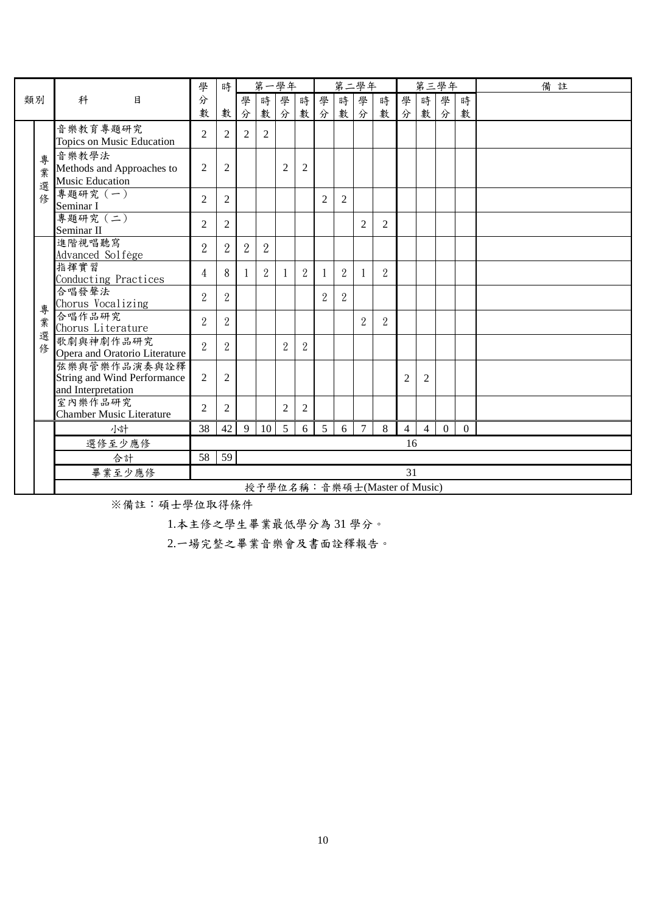| 類別 | | 科目 | 學分數 | 時數 | 第一學年 | | | | 第二學年 | | | | 第三學年 | | | | 備註 |
|---|---|---|---|---|---|---|---|---|---|---|---|---|---|---|---|---|---|
| | | | | | 學分 | 時數 | 學分 | 時數 | 學分 | 時數 | 學分 | 時數 | 學分 | 時數 | 學分 | 時數 | |
| | 專業選修 | 音樂教育專題研究 Topics on Music Education | 2 | 2 | 2 | 2 | | | | | | | | | | | |
| | | 音樂教學法 Methods and Approaches to Music Education | 2 | 2 | | | 2 | 2 | | | | | | | | | |
| | | 專題研究（一） Seminar I | 2 | 2 | | | | | 2 | 2 | | | | | | | |
| | | 專題研究（二） Seminar II | 2 | 2 | | | | | | | 2 | 2 | | | | | |
| | 專業選修 | 進階視唱聽寫 Advanced Solfège | 2 | 2 | 2 | 2 | | | | | | | | | | | |
| | | 指揮實習 Conducting Practices | 4 | 8 | 1 | 2 | 1 | 2 | 1 | 2 | 1 | 2 | | | | | |
| | | 合唱發聲法 Chorus Vocalizing | 2 | 2 | | | | | 2 | 2 | | | | | | | |
| | | 合唱作品研究 Chorus Literature | 2 | 2 | | | | | | | 2 | 2 | | | | | |
| | | 歌劇與神劇作品研究 Opera and Oratorio Literature | 2 | 2 | | | 2 | 2 | | | | | | | | | |
| | | 弦樂與管樂作品演奏與詮釋 String and Wind Performance and Interpretation | 2 | 2 | | | | | | | | | 2 | 2 | | | |
| | | 室內樂作品研究 Chamber Music Literature | 2 | 2 | | | 2 | 2 | | | | | | | | | |
| | | 小計 | 38 | 42 | 9 | 10 | 5 | 6 | 5 | 6 | 7 | 8 | 4 | 4 | 0 | 0 | |
| | | 選修至少應修 | 16 | | | | | | | | | | | | | | |
| | | 合計 | 58 | 59 | | | | | | | | | | | | | |
| | | 畢業至少應修 | 31 | | | | | | | | | | | | | | |
| | | 授予學位名稱：音樂碩士(Master of Music) | | | | | | | | | | | | | | | |

※備註：碩士學位取得條件

1.本主修之學生畢業最低學分為 31 學分。

2.一場完整之畢業音樂會及書面詮釋報告。